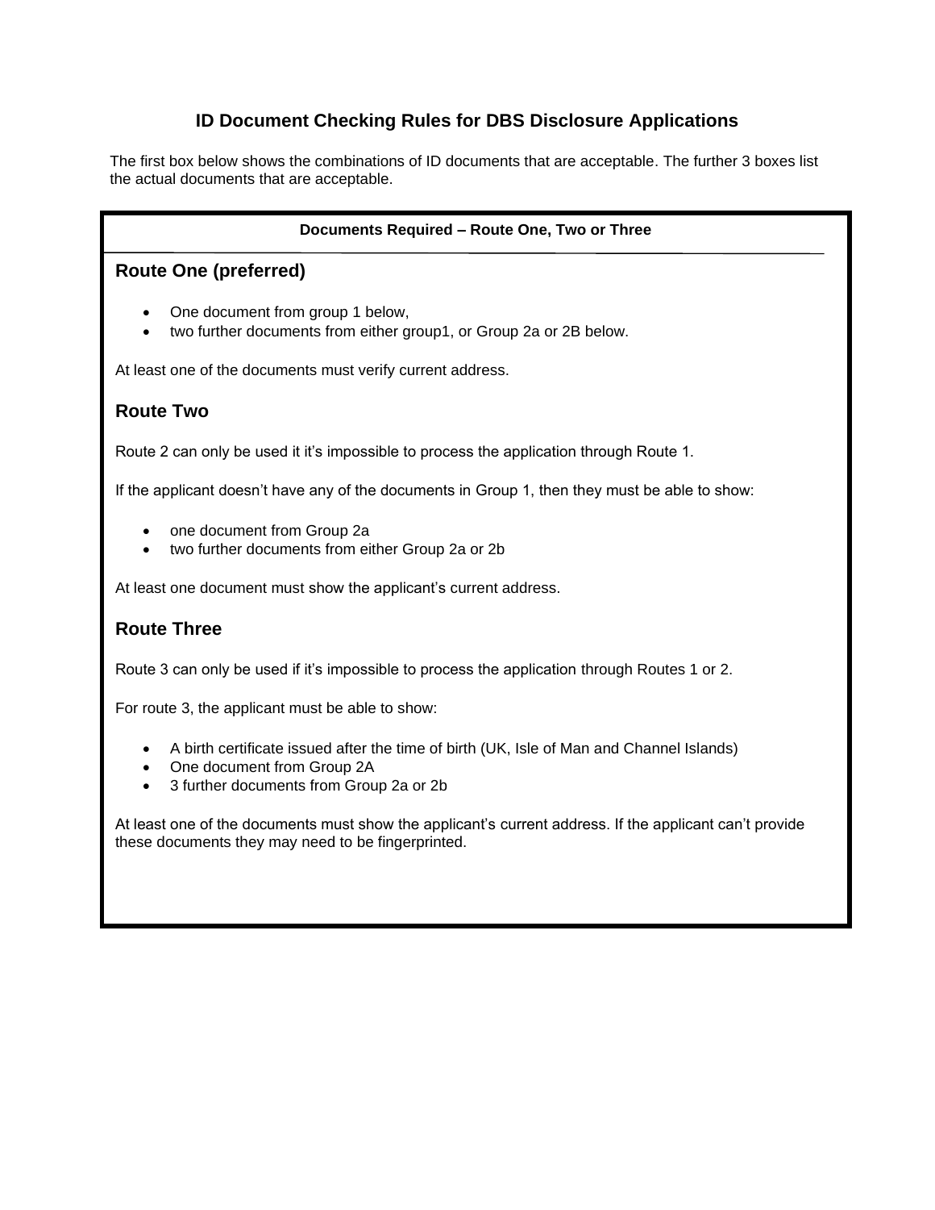# ID Document Checking Rules for DBS Disclosure Applications

The first box below shows the combinations of ID documents that are acceptable. The further 3 boxes list the actual documents that are acceptable.

**Documents Required – Route One, Two or Three**

## Route One (preferred)

- One document from group 1 below,
- two further documents from either group1, or Group 2a or 2B below.

At least one of the documents must verify current address.

## Route Two

Route 2 can only be used it it's impossible to process the application through Route 1.

If the applicant doesn't have any of the documents in Group 1, then they must be able to show:

- one document from Group 2a
- two further documents from either Group 2a or 2b

At least one document must show the applicant's current address.

## Route Three

Route 3 can only be used if it's impossible to process the application through Routes 1 or 2.

For route 3, the applicant must be able to show:

- A birth certificate issued after the time of birth (UK, Isle of Man and Channel Islands)
- One document from Group 2A
- 3 further documents from Group 2a or 2b

At least one of the documents must show the applicant's current address. If the applicant can't provide these documents they may need to be fingerprinted.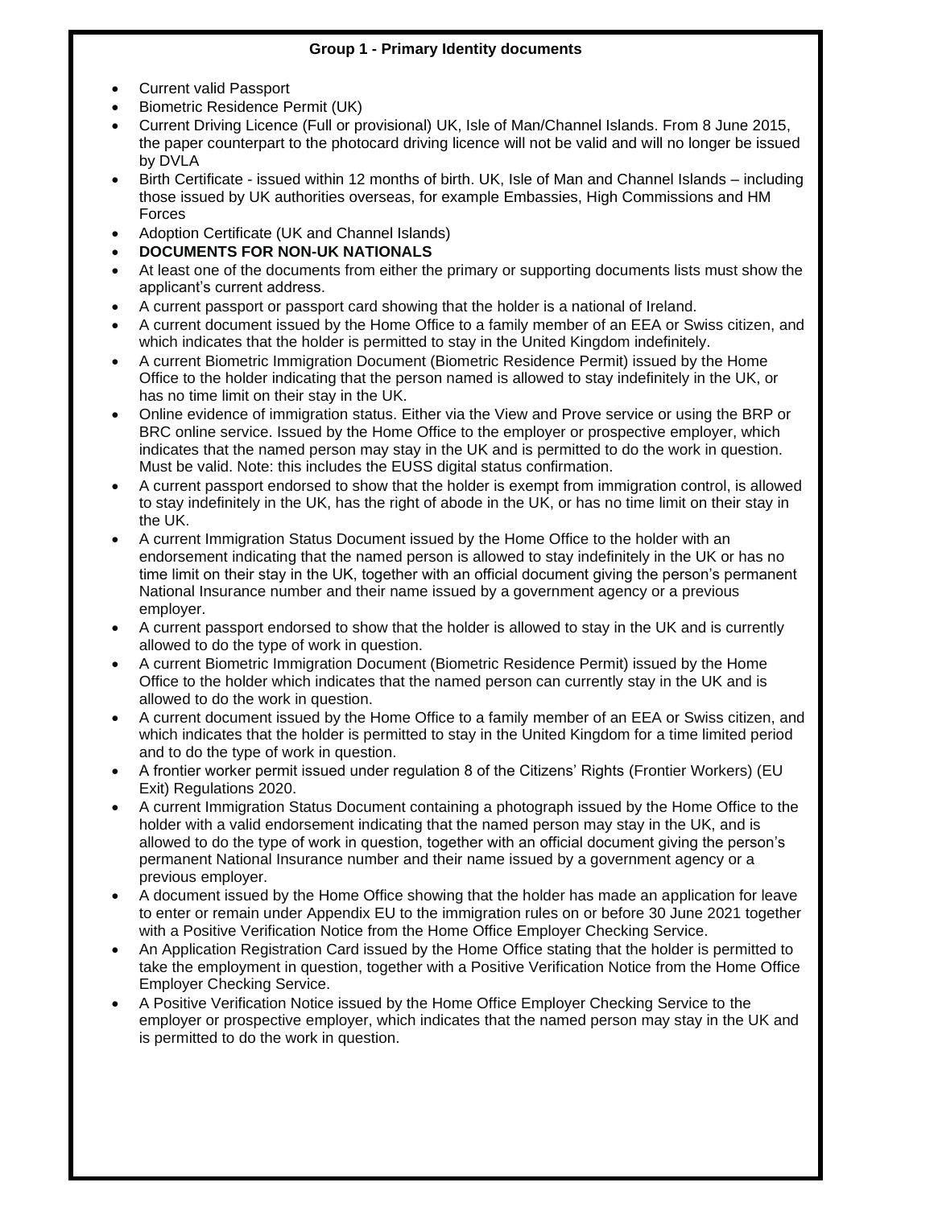**Group 1 - Primary Identity documents**

- Current valid Passport
- Biometric Residence Permit (UK)
- Current Driving Licence (Full or provisional) UK, Isle of Man/Channel Islands. From 8 June 2015, the paper counterpart to the photocard driving licence will not be valid and will no longer be issued by DVLA
- Birth Certificate - issued within 12 months of birth. UK, Isle of Man and Channel Islands – including those issued by UK authorities overseas, for example Embassies, High Commissions and HM Forces
- Adoption Certificate (UK and Channel Islands)
- **DOCUMENTS FOR NON-UK NATIONALS**
- At least one of the documents from either the primary or supporting documents lists must show the applicant's current address.
- A current passport or passport card showing that the holder is a national of Ireland.
- A current document issued by the Home Office to a family member of an EEA or Swiss citizen, and which indicates that the holder is permitted to stay in the United Kingdom indefinitely.
- A current Biometric Immigration Document (Biometric Residence Permit) issued by the Home Office to the holder indicating that the person named is allowed to stay indefinitely in the UK, or has no time limit on their stay in the UK.
- Online evidence of immigration status. Either via the View and Prove service or using the BRP or BRC online service. Issued by the Home Office to the employer or prospective employer, which indicates that the named person may stay in the UK and is permitted to do the work in question. Must be valid. Note: this includes the EUSS digital status confirmation.
- A current passport endorsed to show that the holder is exempt from immigration control, is allowed to stay indefinitely in the UK, has the right of abode in the UK, or has no time limit on their stay in the UK.
- A current Immigration Status Document issued by the Home Office to the holder with an endorsement indicating that the named person is allowed to stay indefinitely in the UK or has no time limit on their stay in the UK, together with an official document giving the person's permanent National Insurance number and their name issued by a government agency or a previous employer.
- A current passport endorsed to show that the holder is allowed to stay in the UK and is currently allowed to do the type of work in question.
- A current Biometric Immigration Document (Biometric Residence Permit) issued by the Home Office to the holder which indicates that the named person can currently stay in the UK and is allowed to do the work in question.
- A current document issued by the Home Office to a family member of an EEA or Swiss citizen, and which indicates that the holder is permitted to stay in the United Kingdom for a time limited period and to do the type of work in question.
- A frontier worker permit issued under regulation 8 of the Citizens' Rights (Frontier Workers) (EU Exit) Regulations 2020.
- A current Immigration Status Document containing a photograph issued by the Home Office to the holder with a valid endorsement indicating that the named person may stay in the UK, and is allowed to do the type of work in question, together with an official document giving the person's permanent National Insurance number and their name issued by a government agency or a previous employer.
- A document issued by the Home Office showing that the holder has made an application for leave to enter or remain under Appendix EU to the immigration rules on or before 30 June 2021 together with a Positive Verification Notice from the Home Office Employer Checking Service.
- An Application Registration Card issued by the Home Office stating that the holder is permitted to take the employment in question, together with a Positive Verification Notice from the Home Office Employer Checking Service.
- A Positive Verification Notice issued by the Home Office Employer Checking Service to the employer or prospective employer, which indicates that the named person may stay in the UK and is permitted to do the work in question.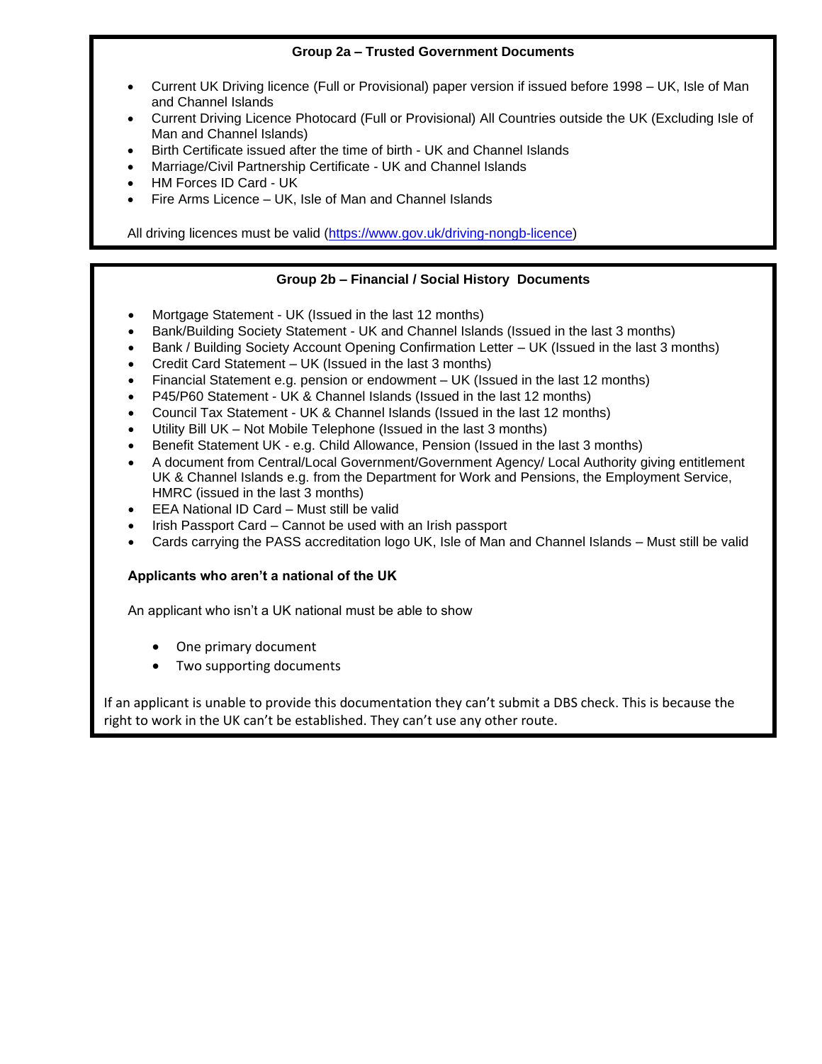## Group 2a – Trusted Government Documents

- Current UK Driving licence (Full or Provisional) paper version if issued before 1998 – UK, Isle of Man and Channel Islands
- Current Driving Licence Photocard (Full or Provisional) All Countries outside the UK (Excluding Isle of Man and Channel Islands)
- Birth Certificate issued after the time of birth - UK and Channel Islands
- Marriage/Civil Partnership Certificate - UK and Channel Islands
- HM Forces ID Card - UK
- Fire Arms Licence – UK, Isle of Man and Channel Islands

All driving licences must be valid (https://www.gov.uk/driving-nongb-licence)

## Group 2b – Financial / Social History Documents

- Mortgage Statement - UK (Issued in the last 12 months)
- Bank/Building Society Statement - UK and Channel Islands (Issued in the last 3 months)
- Bank / Building Society Account Opening Confirmation Letter – UK (Issued in the last 3 months)
- Credit Card Statement – UK (Issued in the last 3 months)
- Financial Statement e.g. pension or endowment – UK (Issued in the last 12 months)
- P45/P60 Statement - UK & Channel Islands (Issued in the last 12 months)
- Council Tax Statement - UK & Channel Islands (Issued in the last 12 months)
- Utility Bill UK – Not Mobile Telephone (Issued in the last 3 months)
- Benefit Statement UK - e.g. Child Allowance, Pension (Issued in the last 3 months)
- A document from Central/Local Government/Government Agency/ Local Authority giving entitlement UK & Channel Islands e.g. from the Department for Work and Pensions, the Employment Service, HMRC (issued in the last 3 months)
- EEA National ID Card – Must still be valid
- Irish Passport Card – Cannot be used with an Irish passport
- Cards carrying the PASS accreditation logo UK, Isle of Man and Channel Islands – Must still be valid

**Applicants who aren't a national of the UK**

An applicant who isn't a UK national must be able to show

- One primary document
- Two supporting documents

If an applicant is unable to provide this documentation they can't submit a DBS check. This is because the right to work in the UK can't be established. They can't use any other route.